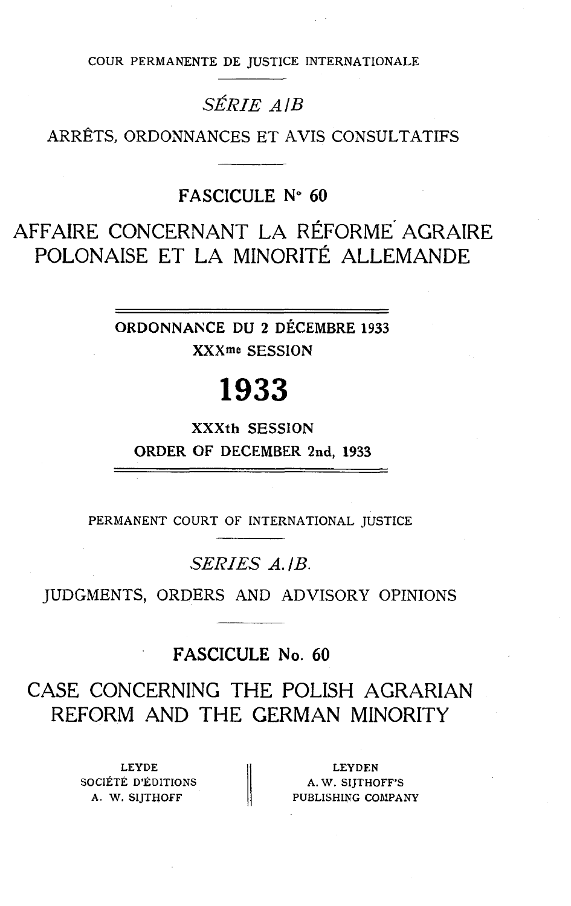COUR PERMANENTE DE JUSTICE INTERNATIONALE

*SÉRIE A/B*

ARRÊTS, ORDONNANCES ET AVIS CONSULTATIFS

FASCICULE N° 60

# AFFAIRE CONCERNANT LA RÉFORME AGRAIRE POLONAISE ET LA MINORITÉ ALLEMANDE

ORDONNANCE DU 2 DÉCEMBRE 1933

XXXme SESSION

## 1933

XXXth SESSION

ORDER OF DECEMBER 2nd, 1933

PERMANENT COURT OF INTERNATIONAL JUSTICE

*SERIES A./B.*

JUDGMENTS, ORDERS AND ADVISORY OPINIONS

FASCICULE No. 60

# CASE CONCERNING THE POLISH AGRARIAN REFORM AND THE GERMAN MINORITY

LEYDE
SOCIÉTÉ D'ÉDITIONS
A. W. SIJTHOFF

LEYDEN
A. W. SIJTHOFF'S
PUBLISHING COMPANY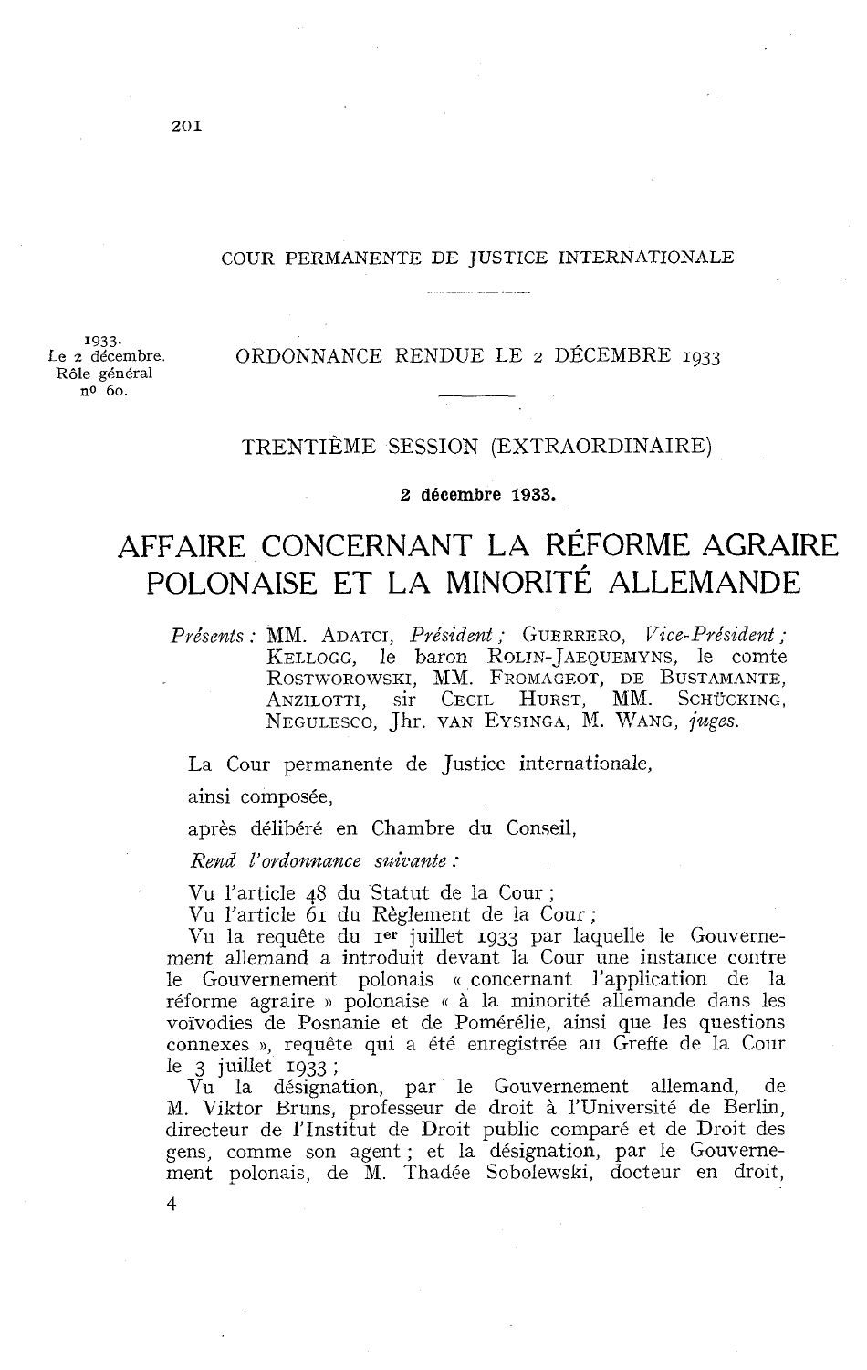COUR PERMANENTE DE JUSTICE INTERNATIONALE

1933.
Le 2 décembre.
Rôle général
nº 60.

ORDONNANCE RENDUE LE 2 DÉCEMBRE 1933

TRENTIÈME SESSION (EXTRAORDINAIRE)

**2 décembre 1933.**

# AFFAIRE CONCERNANT LA RÉFORME AGRAIRE POLONAISE ET LA MINORITÉ ALLEMANDE

*Présents :* MM. ADATCI, *Président ;* GUERRERO, *Vice-Président ;* KELLOGG, le baron ROLIN-JAEQUEMYNS, le comte ROSTWOROWSKI, MM. FROMAGEOT, DE BUSTAMANTE, ANZILOTTI, sir CECIL HURST, MM. SCHÜCKING, NEGULESCO, Jhr. VAN EYSINGA, M. WANG, *juges.*

La Cour permanente de Justice internationale,

ainsi composée,

après délibéré en Chambre du Conseil,

*Rend l'ordonnance suivante :*

Vu l'article 48 du Statut de la Cour ;

Vu l'article 61 du Règlement de la Cour ;

Vu la requête du 1er juillet 1933 par laquelle le Gouvernement allemand a introduit devant la Cour une instance contre le Gouvernement polonais « concernant l'application de la réforme agraire » polonaise « à la minorité allemande dans les voïvodies de Posnanie et de Pomérélie, ainsi que les questions connexes », requête qui a été enregistrée au Greffe de la Cour le 3 juillet 1933 ;

Vu la désignation, par le Gouvernement allemand, de M. Viktor Bruns, professeur de droit à l'Université de Berlin, directeur de l'Institut de Droit public comparé et de Droit des gens, comme son agent ; et la désignation, par le Gouvernement polonais, de M. Thadée Sobolewski, docteur en droit,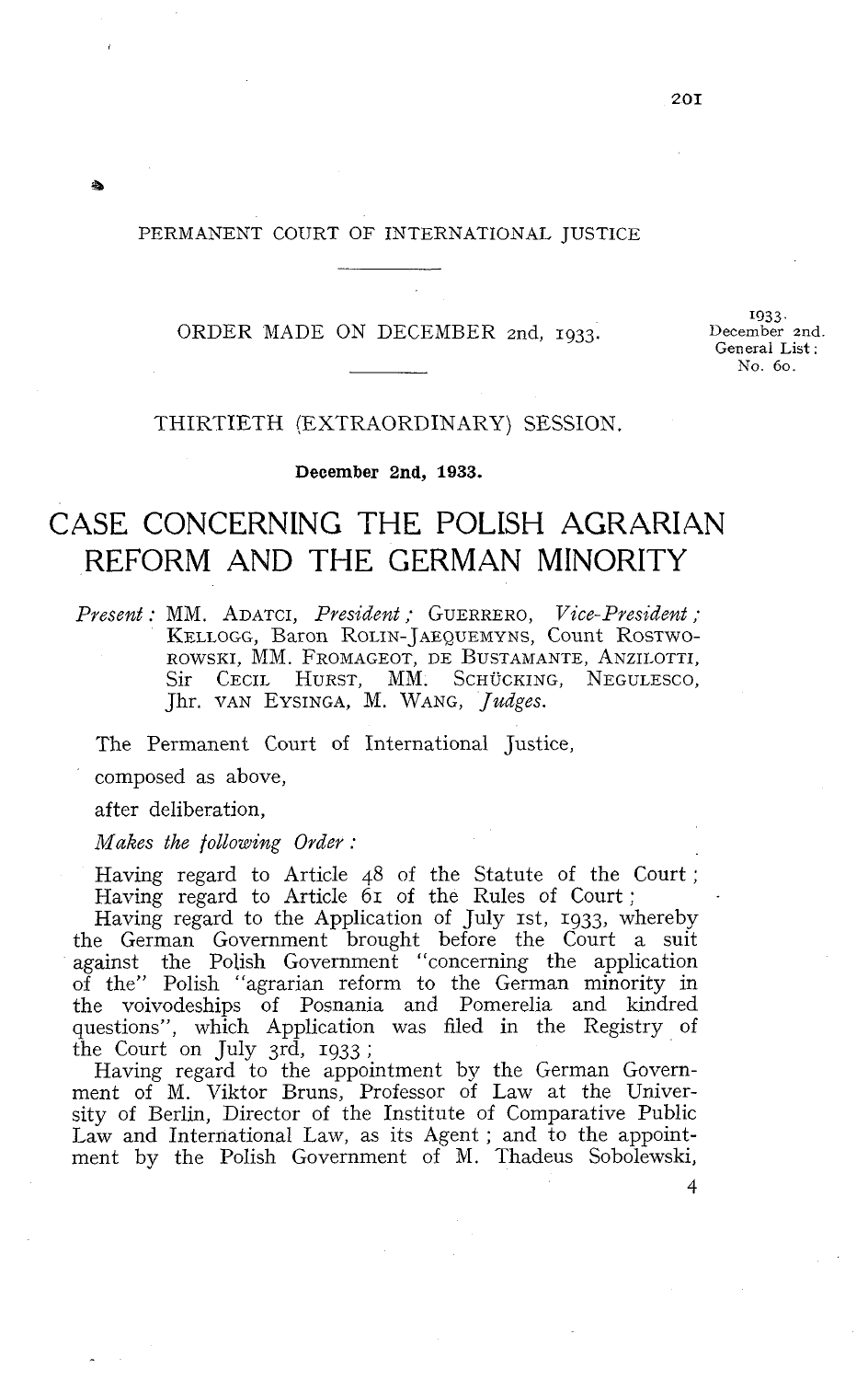PERMANENT COURT OF INTERNATIONAL JUSTICE

ORDER MADE ON DECEMBER 2nd, 1933.

1933. December 2nd. General List: No. 60.

THIRTIETH (EXTRAORDINARY) SESSION.

**December 2nd, 1933.**

# CASE CONCERNING THE POLISH AGRARIAN REFORM AND THE GERMAN MINORITY

*Present:* MM. ADATCI, *President;* GUERRERO, *Vice-President;* KELLOGG, Baron ROLIN-JAEQUEMYNS, Count ROSTWOROWSKI, MM. FROMAGEOT, DE BUSTAMANTE, ANZILOTTI, Sir CECIL HURST, MM. SCHÜCKING, NEGULESCO, Jhr. VAN EYSINGA, M. WANG, *Judges.*

The Permanent Court of International Justice,

composed as above,

after deliberation,

*Makes the following Order:*

Having regard to Article 48 of the Statute of the Court;

Having regard to Article 61 of the Rules of Court;

Having regard to the Application of July 1st, 1933, whereby the German Government brought before the Court a suit against the Polish Government "concerning the application of the" Polish "agrarian reform to the German minority in the voivodeships of Posnania and Pomerelia and kindred questions", which Application was filed in the Registry of the Court on July 3rd, 1933;

Having regard to the appointment by the German Government of M. Viktor Bruns, Professor of Law at the University of Berlin, Director of the Institute of Comparative Public Law and International Law, as its Agent; and to the appointment by the Polish Government of M. Thadeus Sobolewski,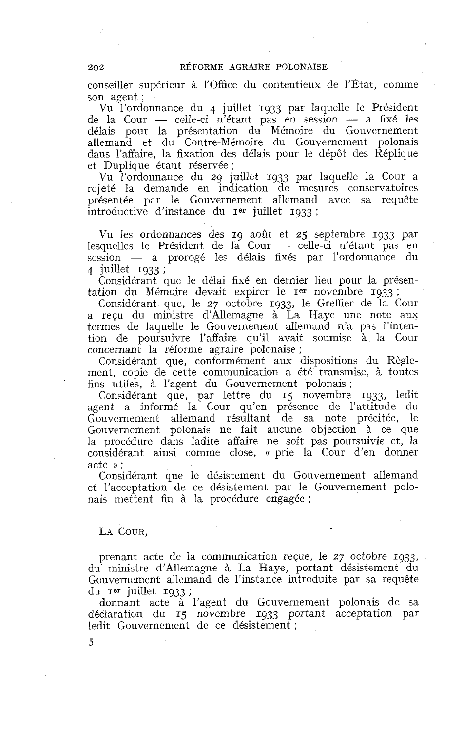conseiller supérieur à l'Office du contentieux de l'État, comme son agent ;

Vu l'ordonnance du 4 juillet 1933 par laquelle le Président de la Cour — celle-ci n'étant pas en session — a fixé les délais pour la présentation du Mémoire du Gouvernement allemand et du Contre-Mémoire du Gouvernement polonais dans l'affaire, la fixation des délais pour le dépôt des Réplique et Duplique étant réservée ;

Vu l'ordonnance du 29 juillet 1933 par laquelle la Cour a rejeté la demande en indication de mesures conservatoires présentée par le Gouvernement allemand avec sa requête introductive d'instance du 1er juillet 1933 ;

Vu les ordonnances des 19 août et 25 septembre 1933 par lesquelles le Président de la Cour — celle-ci n'étant pas en session — a prorogé les délais fixés par l'ordonnance du 4 juillet 1933 ;

Considérant que le délai fixé en dernier lieu pour la présentation du Mémoire devait expirer le 1er novembre 1933 ;

Considérant que, le 27 octobre 1933, le Greffier de la Cour a reçu du ministre d'Allemagne à La Haye une note aux termes de laquelle le Gouvernement allemand n'a pas l'intention de poursuivre l'affaire qu'il avait soumise à la Cour concernant la réforme agraire polonaise ;

Considérant que, conformément aux dispositions du Règlement, copie de cette communication a été transmise, à toutes fins utiles, à l'agent du Gouvernement polonais ;

Considérant que, par lettre du 15 novembre 1933, ledit agent a informé la Cour qu'en présence de l'attitude du Gouvernement allemand résultant de sa note précitée, le Gouvernement polonais ne fait aucune objection à ce que la procédure dans ladite affaire ne soit pas poursuivie et, la considérant ainsi comme close, « prie la Cour d'en donner acte » ;

Considérant que le désistement du Gouvernement allemand et l'acceptation de ce désistement par le Gouvernement polonais mettent fin à la procédure engagée ;

LA COUR,

prenant acte de la communication reçue, le 27 octobre 1933, du ministre d'Allemagne à La Haye, portant désistement du Gouvernement allemand de l'instance introduite par sa requête du 1er juillet 1933 ;

donnant acte à l'agent du Gouvernement polonais de sa déclaration du 15 novembre 1933 portant acceptation par ledit Gouvernement de ce désistement ;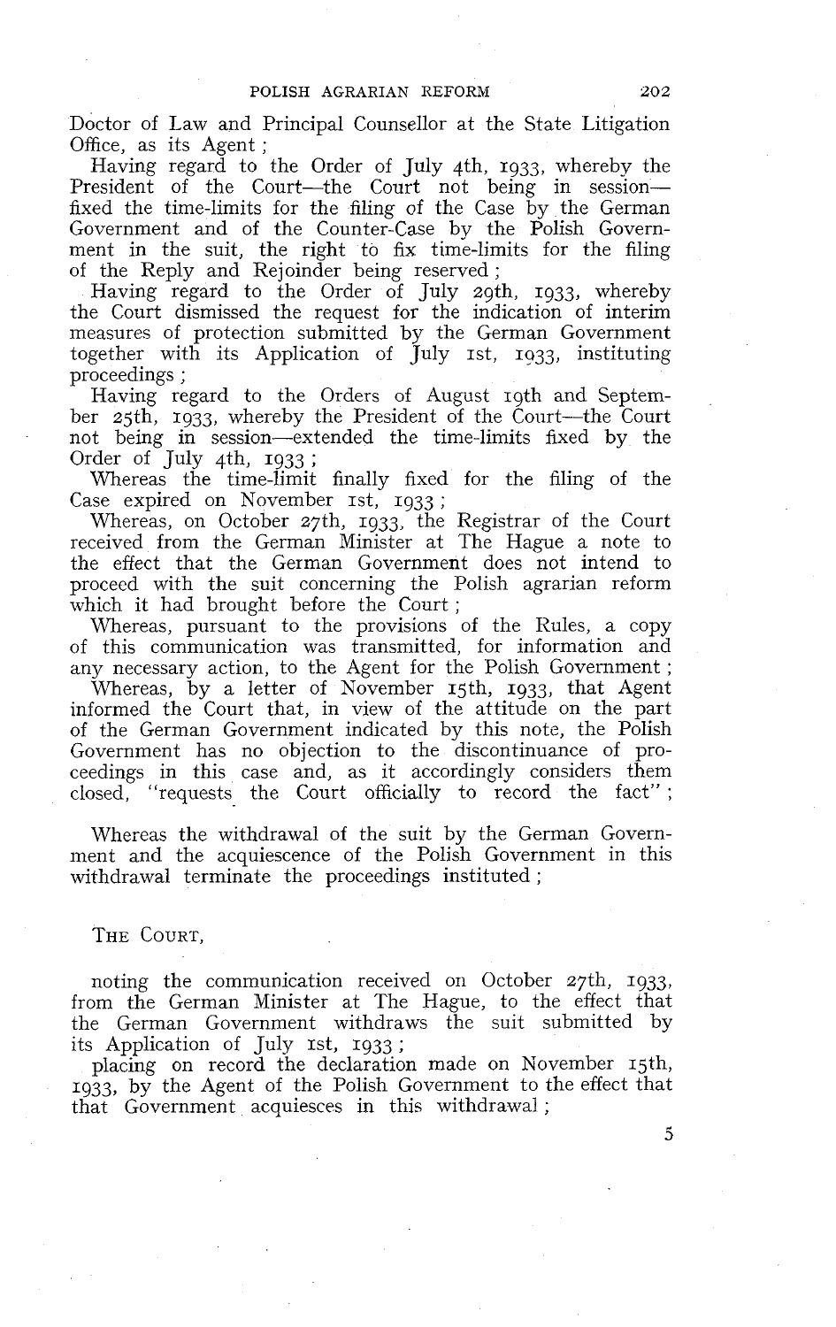Doctor of Law and Principal Counsellor at the State Litigation Office, as its Agent ;

Having regard to the Order of July 4th, 1933, whereby the President of the Court—the Court not being in session—fixed the time-limits for the filing of the Case by the German Government and of the Counter-Case by the Polish Government in the suit, the right to fix time-limits for the filing of the Reply and Rejoinder being reserved ;

Having regard to the Order of July 29th, 1933, whereby the Court dismissed the request for the indication of interim measures of protection submitted by the German Government together with its Application of July 1st, 1933, instituting proceedings ;

Having regard to the Orders of August 19th and September 25th, 1933, whereby the President of the Court—the Court not being in session—extended the time-limits fixed by the Order of July 4th, 1933 ;

Whereas the time-limit finally fixed for the filing of the Case expired on November 1st, 1933 ;

Whereas, on October 27th, 1933, the Registrar of the Court received from the German Minister at The Hague a note to the effect that the German Government does not intend to proceed with the suit concerning the Polish agrarian reform which it had brought before the Court ;

Whereas, pursuant to the provisions of the Rules, a copy of this communication was transmitted, for information and any necessary action, to the Agent for the Polish Government ;

Whereas, by a letter of November 15th, 1933, that Agent informed the Court that, in view of the attitude on the part of the German Government indicated by this note, the Polish Government has no objection to the discontinuance of proceedings in this case and, as it accordingly considers them closed, "requests the Court officially to record the fact" ;

Whereas the withdrawal of the suit by the German Government and the acquiescence of the Polish Government in this withdrawal terminate the proceedings instituted ;

THE COURT,

noting the communication received on October 27th, 1933, from the German Minister at The Hague, to the effect that the German Government withdraws the suit submitted by its Application of July 1st, 1933 ;

placing on record the declaration made on November 15th, 1933, by the Agent of the Polish Government to the effect that that Government acquiesces in this withdrawal ;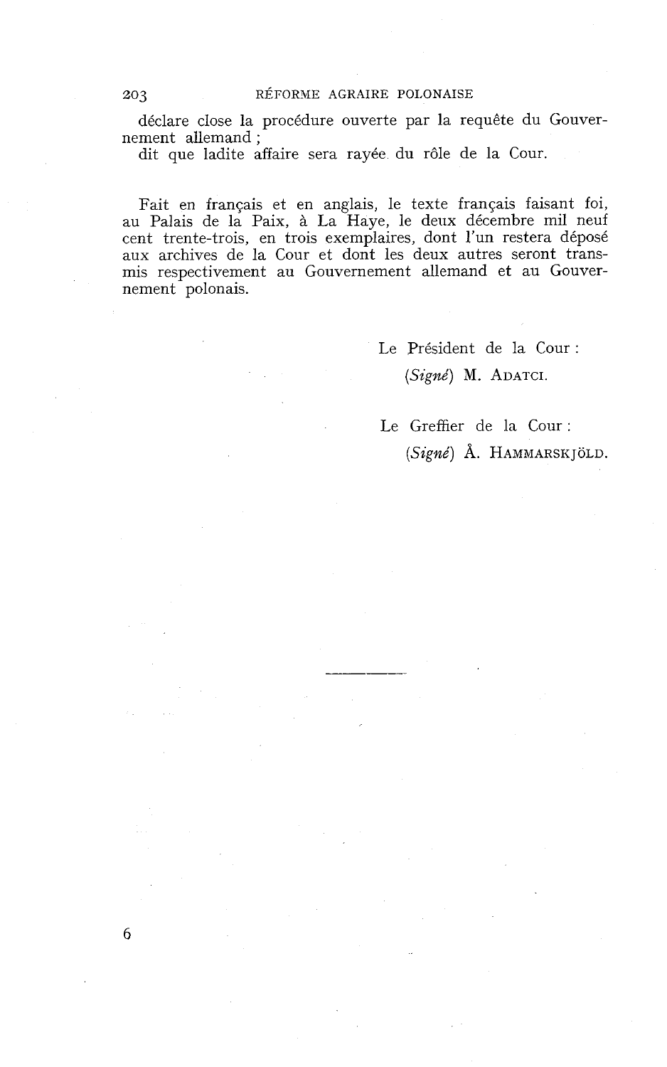déclare close la procédure ouverte par la requête du Gouvernement allemand ;

dit que ladite affaire sera rayée du rôle de la Cour.

Fait en français et en anglais, le texte français faisant foi, au Palais de la Paix, à La Haye, le deux décembre mil neuf cent trente-trois, en trois exemplaires, dont l'un restera déposé aux archives de la Cour et dont les deux autres seront transmis respectivement au Gouvernement allemand et au Gouvernement polonais.

Le Président de la Cour :
(*Signé*) M. ADATCI.

Le Greffier de la Cour :
(*Signé*) Å. HAMMARSKJÖLD.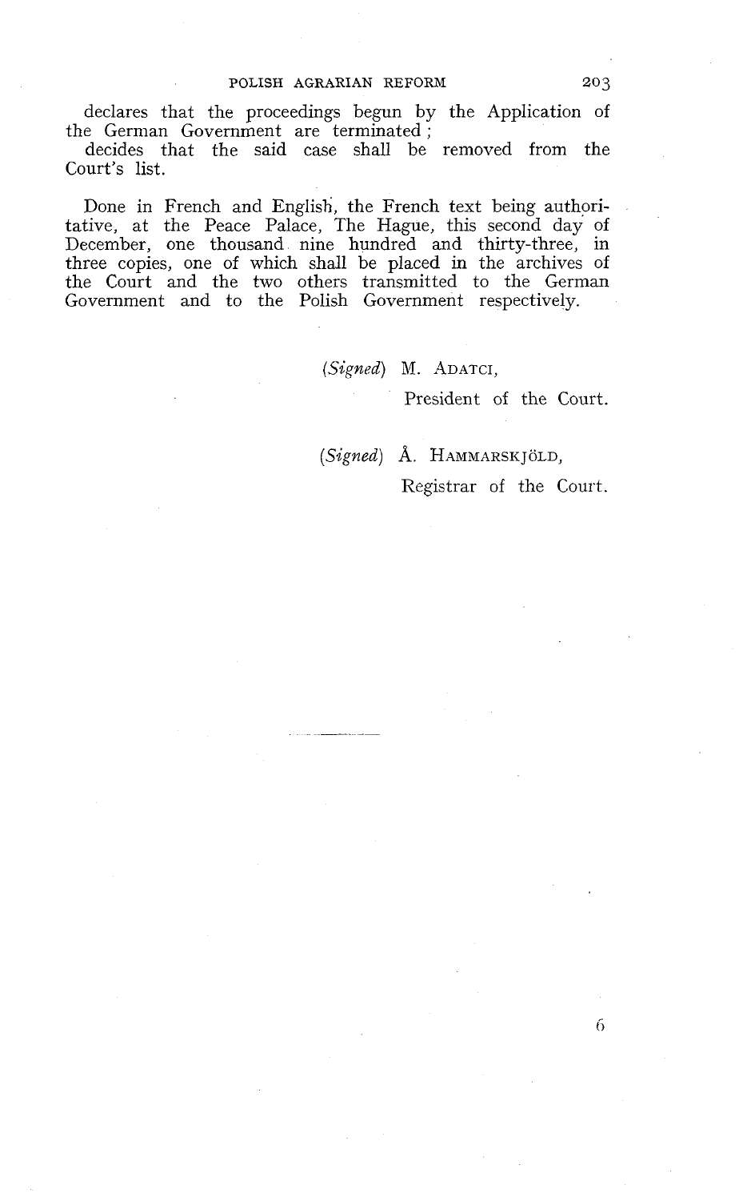declares that the proceedings begun by the Application of the German Government are terminated ;

decides that the said case shall be removed from the Court's list.

Done in French and English, the French text being authoritative, at the Peace Palace, The Hague, this second day of December, one thousand nine hundred and thirty-three, in three copies, one of which shall be placed in the archives of the Court and the two others transmitted to the German Government and to the Polish Government respectively.

(*Signed*) M. ADATCI,

President of the Court.

(*Signed*) Å. HAMMARSKJÖLD,

Registrar of the Court.